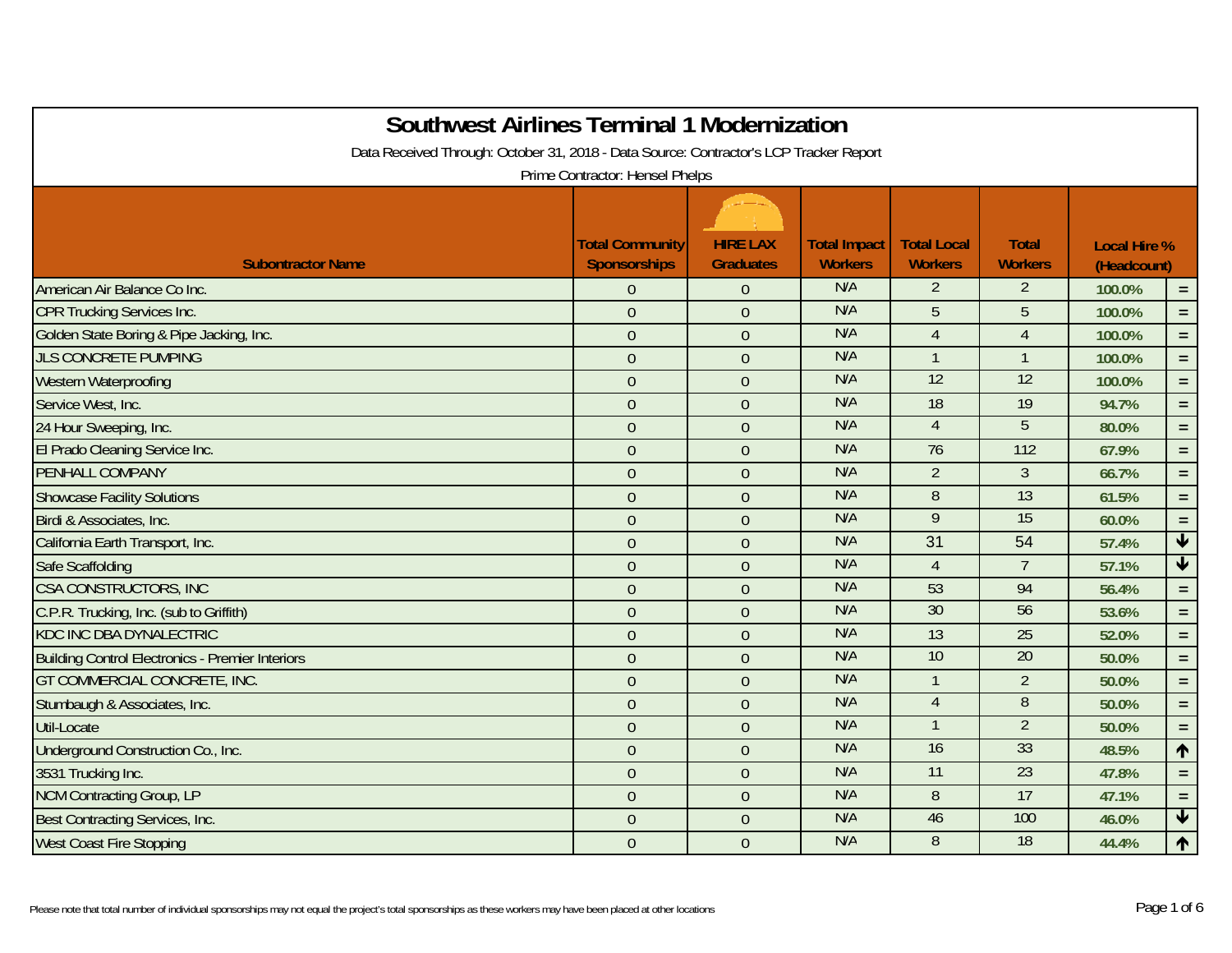# Southwest Airlines Terminal 1 Modernization

Data Received Through: October 31, 2018 - Data Source: Contractor's LCP Tracker Report

Prime Contractor: Hensel Phelps

| Subontractor Name | Total Community Sponsorships | HIRE LAX Graduates | Total Impact Workers | Total Local Workers | Total Workers | Local Hire % (Headcount) | |
|---|---|---|---|---|---|---|---|
| American Air Balance Co Inc. | 0 | 0 | N/A | 2 | 2 | 100.0% | = |
| CPR Trucking Services Inc. | 0 | 0 | N/A | 5 | 5 | 100.0% | = |
| Golden State Boring & Pipe Jacking, Inc. | 0 | 0 | N/A | 4 | 4 | 100.0% | = |
| JLS CONCRETE PUMPING | 0 | 0 | N/A | 1 | 1 | 100.0% | = |
| Western Waterproofing | 0 | 0 | N/A | 12 | 12 | 100.0% | = |
| Service West, Inc. | 0 | 0 | N/A | 18 | 19 | 94.7% | = |
| 24 Hour Sweeping, Inc. | 0 | 0 | N/A | 4 | 5 | 80.0% | = |
| El Prado Cleaning Service Inc. | 0 | 0 | N/A | 76 | 112 | 67.9% | = |
| PENHALL COMPANY | 0 | 0 | N/A | 2 | 3 | 66.7% | = |
| Showcase Facility Solutions | 0 | 0 | N/A | 8 | 13 | 61.5% | = |
| Birdi & Associates, Inc. | 0 | 0 | N/A | 9 | 15 | 60.0% | = |
| California Earth Transport, Inc. | 0 | 0 | N/A | 31 | 54 | 57.4% | ↓ |
| Safe Scaffolding | 0 | 0 | N/A | 4 | 7 | 57.1% | ↓ |
| CSA CONSTRUCTORS, INC | 0 | 0 | N/A | 53 | 94 | 56.4% | = |
| C.P.R. Trucking, Inc. (sub to Griffith) | 0 | 0 | N/A | 30 | 56 | 53.6% | = |
| KDC INC DBA DYNALECTRIC | 0 | 0 | N/A | 13 | 25 | 52.0% | = |
| Building Control Electronics - Premier Interiors | 0 | 0 | N/A | 10 | 20 | 50.0% | = |
| GT COMMERCIAL CONCRETE, INC. | 0 | 0 | N/A | 1 | 2 | 50.0% | = |
| Stumbaugh & Associates, Inc. | 0 | 0 | N/A | 4 | 8 | 50.0% | = |
| Util-Locate | 0 | 0 | N/A | 1 | 2 | 50.0% | = |
| Underground Construction Co., Inc. | 0 | 0 | N/A | 16 | 33 | 48.5% | ↑ |
| 3531 Trucking Inc. | 0 | 0 | N/A | 11 | 23 | 47.8% | = |
| NCM Contracting Group, LP | 0 | 0 | N/A | 8 | 17 | 47.1% | = |
| Best Contracting Services, Inc. | 0 | 0 | N/A | 46 | 100 | 46.0% | ↓ |
| West Coast Fire Stopping | 0 | 0 | N/A | 8 | 18 | 44.4% | ↑ |

Please note that total number of individual sponsorships may not equal the project's total sponsorships as these workers may have been placed at other locations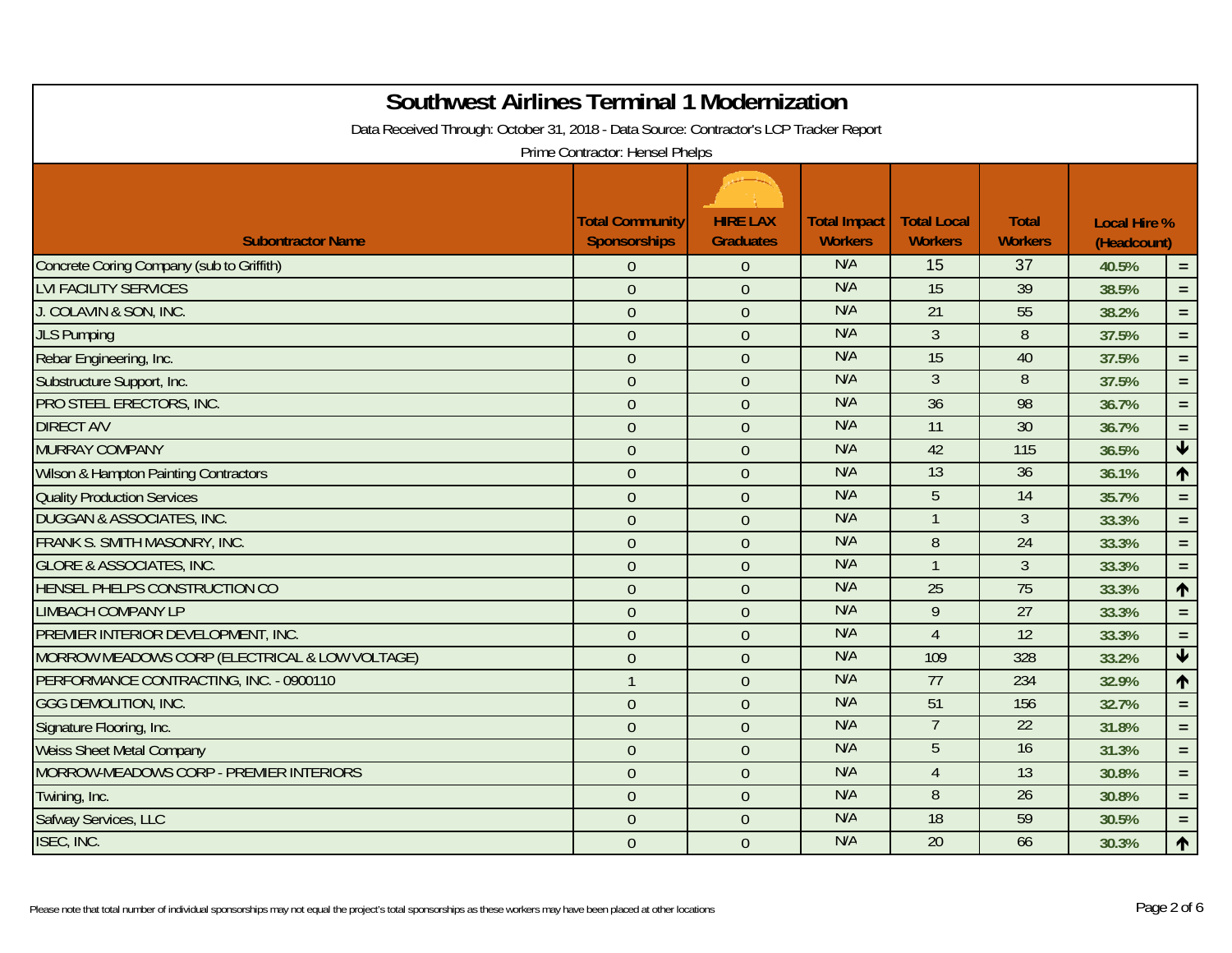# Southwest Airlines Terminal 1 Modernization

Data Received Through: October 31, 2018 - Data Source: Contractor's LCP Tracker Report

Prime Contractor: Hensel Phelps

| Subontractor Name | Total Community Sponsorships | HIRE LAX Graduates | Total Impact Workers | Total Local Workers | Total Workers | Local Hire % (Headcount) | |
|---|---|---|---|---|---|---|---|
| Concrete Coring Company (sub to Griffith) | 0 | 0 | N/A | 15 | 37 | 40.5% | = |
| LVI FACILITY SERVICES | 0 | 0 | N/A | 15 | 39 | 38.5% | = |
| J. COLAVIN & SON, INC. | 0 | 0 | N/A | 21 | 55 | 38.2% | = |
| JLS Pumping | 0 | 0 | N/A | 3 | 8 | 37.5% | = |
| Rebar Engineering, Inc. | 0 | 0 | N/A | 15 | 40 | 37.5% | = |
| Substructure Support, Inc. | 0 | 0 | N/A | 3 | 8 | 37.5% | = |
| PRO STEEL ERECTORS, INC. | 0 | 0 | N/A | 36 | 98 | 36.7% | = |
| DIRECT A/V | 0 | 0 | N/A | 11 | 30 | 36.7% | = |
| MURRAY COMPANY | 0 | 0 | N/A | 42 | 115 | 36.5% | ↓ |
| Wilson & Hampton Painting Contractors | 0 | 0 | N/A | 13 | 36 | 36.1% | ↑ |
| Quality Production Services | 0 | 0 | N/A | 5 | 14 | 35.7% | = |
| DUGGAN & ASSOCIATES, INC. | 0 | 0 | N/A | 1 | 3 | 33.3% | = |
| FRANK S. SMITH MASONRY, INC. | 0 | 0 | N/A | 8 | 24 | 33.3% | = |
| GLORE & ASSOCIATES, INC. | 0 | 0 | N/A | 1 | 3 | 33.3% | = |
| HENSEL PHELPS CONSTRUCTION CO | 0 | 0 | N/A | 25 | 75 | 33.3% | ↑ |
| LIMBACH COMPANY LP | 0 | 0 | N/A | 9 | 27 | 33.3% | = |
| PREMIER INTERIOR DEVELOPMENT, INC. | 0 | 0 | N/A | 4 | 12 | 33.3% | = |
| MORROW MEADOWS CORP (ELECTRICAL & LOW VOLTAGE) | 0 | 0 | N/A | 109 | 328 | 33.2% | ↓ |
| PERFORMANCE CONTRACTING, INC. - 0900110 | 1 | 0 | N/A | 77 | 234 | 32.9% | ↑ |
| GGG DEMOLITION, INC. | 0 | 0 | N/A | 51 | 156 | 32.7% | = |
| Signature Flooring, Inc. | 0 | 0 | N/A | 7 | 22 | 31.8% | = |
| Weiss Sheet Metal Company | 0 | 0 | N/A | 5 | 16 | 31.3% | = |
| MORROW-MEADOWS CORP - PREMIER INTERIORS | 0 | 0 | N/A | 4 | 13 | 30.8% | = |
| Twining, Inc. | 0 | 0 | N/A | 8 | 26 | 30.8% | = |
| Safway Services, LLC | 0 | 0 | N/A | 18 | 59 | 30.5% | = |
| ISEC, INC. | 0 | 0 | N/A | 20 | 66 | 30.3% | ↑ |

Please note that total number of individual sponsorships may not equal the project's total sponsorships as these workers may have been placed at other locations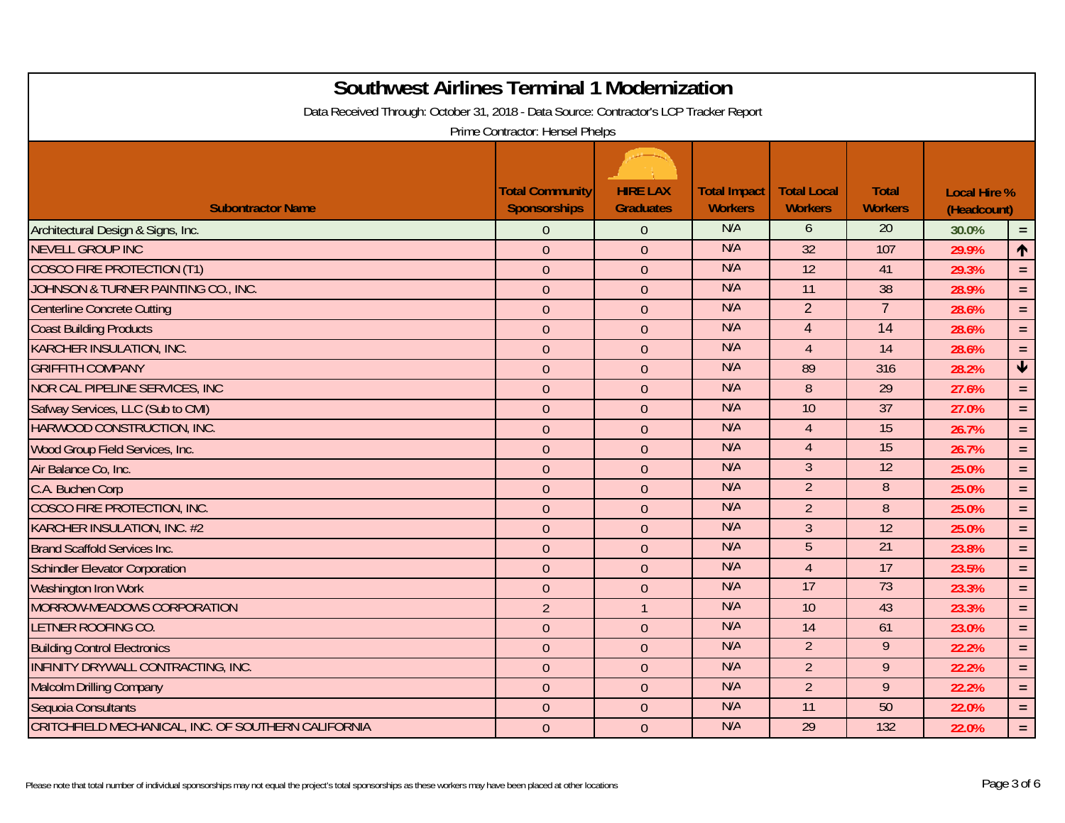# Southwest Airlines Terminal 1 Modernization

Data Received Through: October 31, 2018 - Data Source: Contractor's LCP Tracker Report

Prime Contractor: Hensel Phelps

| Subcontractor Name | Total Community Sponsorships | HIRE LAX Graduates | Total Impact Workers | Total Local Workers | Total Workers | Local Hire % (Headcount) | |
|---|---|---|---|---|---|---|---|
| Architectural Design & Signs, Inc. | 0 | 0 | N/A | 6 | 20 | 30.0% | = |
| NEVELL GROUP INC | 0 | 0 | N/A | 32 | 107 | 29.9% | ↑ |
| COSCO FIRE PROTECTION (T1) | 0 | 0 | N/A | 12 | 41 | 29.3% | = |
| JOHNSON & TURNER PAINTING CO., INC. | 0 | 0 | N/A | 11 | 38 | 28.9% | = |
| Centerline Concrete Cutting | 0 | 0 | N/A | 2 | 7 | 28.6% | = |
| Coast Building Products | 0 | 0 | N/A | 4 | 14 | 28.6% | = |
| KARCHER INSULATION, INC. | 0 | 0 | N/A | 4 | 14 | 28.6% | = |
| GRIFFITH COMPANY | 0 | 0 | N/A | 89 | 316 | 28.2% | ↓ |
| NOR CAL PIPELINE SERVICES, INC | 0 | 0 | N/A | 8 | 29 | 27.6% | = |
| Safway Services, LLC (Sub to CMI) | 0 | 0 | N/A | 10 | 37 | 27.0% | = |
| HARWOOD CONSTRUCTION, INC. | 0 | 0 | N/A | 4 | 15 | 26.7% | = |
| Wood Group Field Services, Inc. | 0 | 0 | N/A | 4 | 15 | 26.7% | = |
| Air Balance Co, Inc. | 0 | 0 | N/A | 3 | 12 | 25.0% | = |
| C.A. Buchen Corp | 0 | 0 | N/A | 2 | 8 | 25.0% | = |
| COSCO FIRE PROTECTION, INC. | 0 | 0 | N/A | 2 | 8 | 25.0% | = |
| KARCHER INSULATION, INC. #2 | 0 | 0 | N/A | 3 | 12 | 25.0% | = |
| Brand Scaffold Services Inc. | 0 | 0 | N/A | 5 | 21 | 23.8% | = |
| Schindler Elevator Corporation | 0 | 0 | N/A | 4 | 17 | 23.5% | = |
| Washington Iron Work | 0 | 0 | N/A | 17 | 73 | 23.3% | = |
| MORROW-MEADOWS CORPORATION | 2 | 1 | N/A | 10 | 43 | 23.3% | = |
| LETNER ROOFING CO. | 0 | 0 | N/A | 14 | 61 | 23.0% | = |
| Building Control Electronics | 0 | 0 | N/A | 2 | 9 | 22.2% | = |
| INFINITY DRYWALL CONTRACTING, INC. | 0 | 0 | N/A | 2 | 9 | 22.2% | = |
| Malcolm Drilling Company | 0 | 0 | N/A | 2 | 9 | 22.2% | = |
| Sequoia Consultants | 0 | 0 | N/A | 11 | 50 | 22.0% | = |
| CRITCHFIELD MECHANICAL, INC. OF SOUTHERN CALIFORNIA | 0 | 0 | N/A | 29 | 132 | 22.0% | = |

Please note that total number of individual sponsorships may not equal the project's total sponsorships as these workers may have been placed at other locations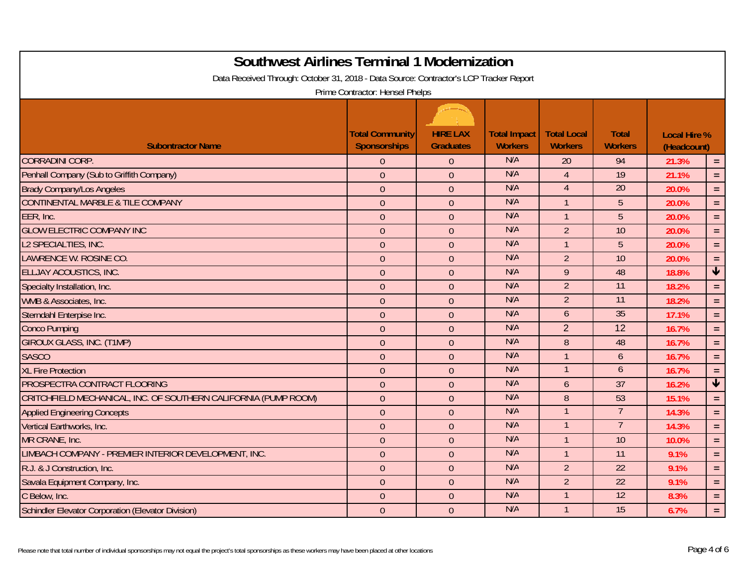# Southwest Airlines Terminal 1 Modernization

Data Received Through: October 31, 2018 - Data Source: Contractor's LCP Tracker Report

Prime Contractor: Hensel Phelps

| Subontractor Name | Total Community Sponsorships | HIRE LAX Graduates | Total Impact Workers | Total Local Workers | Total Workers | Local Hire % (Headcount) | |
|---|---|---|---|---|---|---|---|
| CORRADINI CORP. | 0 | 0 | N/A | 20 | 94 | 21.3% | = |
| Penhall Company (Sub to Griffith Company) | 0 | 0 | N/A | 4 | 19 | 21.1% | = |
| Brady Company/Los Angeles | 0 | 0 | N/A | 4 | 20 | 20.0% | = |
| CONTINENTAL MARBLE & TILE COMPANY | 0 | 0 | N/A | 1 | 5 | 20.0% | = |
| EER, Inc. | 0 | 0 | N/A | 1 | 5 | 20.0% | = |
| GLOW ELECTRIC COMPANY INC | 0 | 0 | N/A | 2 | 10 | 20.0% | = |
| L2 SPECIALTIES, INC. | 0 | 0 | N/A | 1 | 5 | 20.0% | = |
| LAWRENCE W. ROSINE CO. | 0 | 0 | N/A | 2 | 10 | 20.0% | = |
| ELLJAY ACOUSTICS, INC. | 0 | 0 | N/A | 9 | 48 | 18.8% | ↓ |
| Specialty Installation, Inc. | 0 | 0 | N/A | 2 | 11 | 18.2% | = |
| WMB & Associates, Inc. | 0 | 0 | N/A | 2 | 11 | 18.2% | = |
| Sterndahl Enterpise Inc. | 0 | 0 | N/A | 6 | 35 | 17.1% | = |
| Conco Pumping | 0 | 0 | N/A | 2 | 12 | 16.7% | = |
| GIROUX GLASS, INC. (T1MP) | 0 | 0 | N/A | 8 | 48 | 16.7% | = |
| SASCO | 0 | 0 | N/A | 1 | 6 | 16.7% | = |
| XL Fire Protection | 0 | 0 | N/A | 1 | 6 | 16.7% | = |
| PROSPECTRA CONTRACT FLOORING | 0 | 0 | N/A | 6 | 37 | 16.2% | ↓ |
| CRITCHFIELD MECHANICAL, INC. OF SOUTHERN CALIFORNIA (PUMP ROOM) | 0 | 0 | N/A | 8 | 53 | 15.1% | = |
| Applied Engineering Concepts | 0 | 0 | N/A | 1 | 7 | 14.3% | = |
| Vertical Earthworks, Inc. | 0 | 0 | N/A | 1 | 7 | 14.3% | = |
| MR CRANE, Inc. | 0 | 0 | N/A | 1 | 10 | 10.0% | = |
| LIMBACH COMPANY - PREMIER INTERIOR DEVELOPMENT, INC. | 0 | 0 | N/A | 1 | 11 | 9.1% | = |
| R.J. & J Construction, Inc. | 0 | 0 | N/A | 2 | 22 | 9.1% | = |
| Savala Equipment Company, Inc. | 0 | 0 | N/A | 2 | 22 | 9.1% | = |
| C Below, Inc. | 0 | 0 | N/A | 1 | 12 | 8.3% | = |
| Schindler Elevator Corporation (Elevator Division) | 0 | 0 | N/A | 1 | 15 | 6.7% | = |

Please note that total number of individual sponsorships may not equal the project's total sponsorships as these workers may have been placed at other locations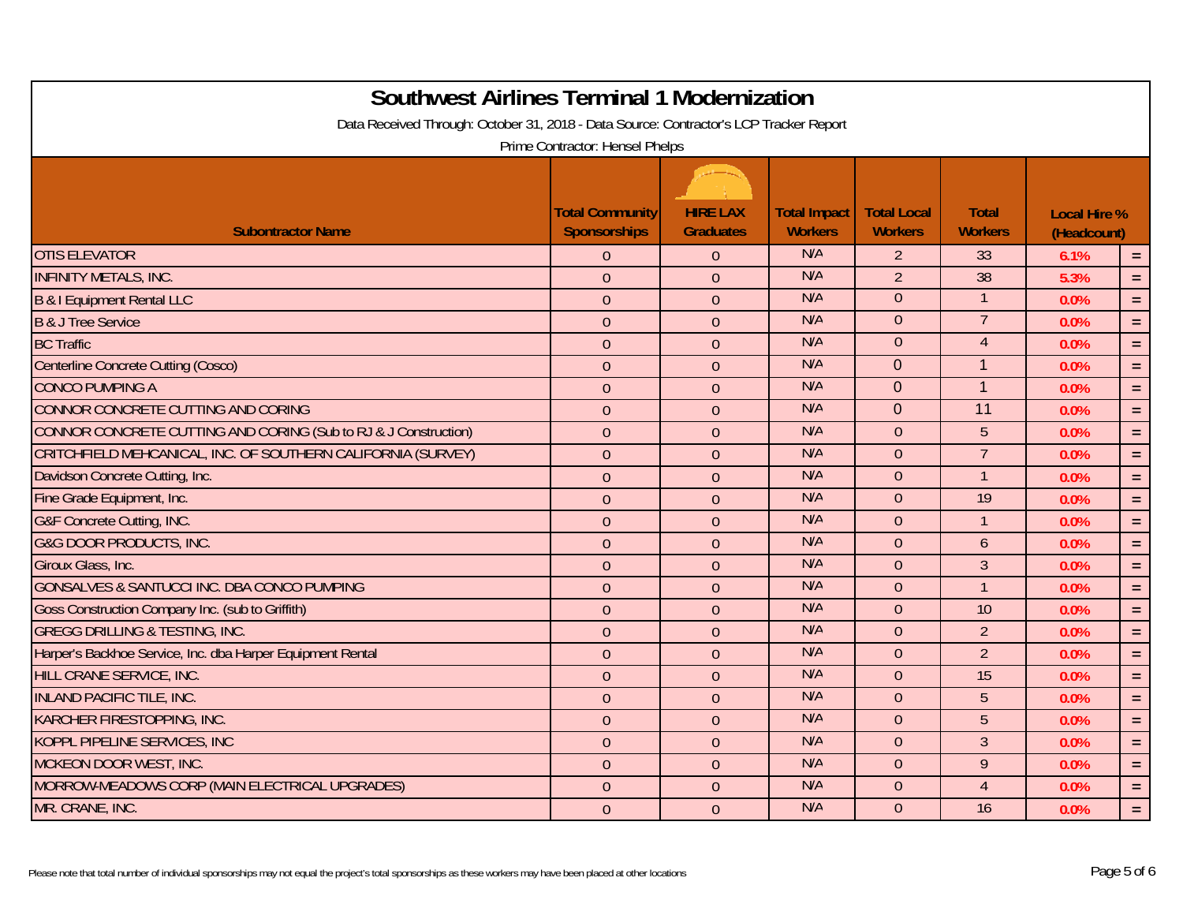# Southwest Airlines Terminal 1 Modernization

Data Received Through: October 31, 2018 - Data Source: Contractor's LCP Tracker Report

Prime Contractor: Hensel Phelps

| Subontractor Name | Total Community Sponsorships | HIRE LAX Graduates | Total Impact Workers | Total Local Workers | Total Workers | Local Hire % (Headcount) | |
|---|---|---|---|---|---|---|---|
| OTIS ELEVATOR | 0 | 0 | N/A | 2 | 33 | 6.1% | = |
| INFINITY METALS, INC. | 0 | 0 | N/A | 2 | 38 | 5.3% | = |
| B & I Equipment Rental LLC | 0 | 0 | N/A | 0 | 1 | 0.0% | = |
| B & J Tree Service | 0 | 0 | N/A | 0 | 7 | 0.0% | = |
| BC Traffic | 0 | 0 | N/A | 0 | 4 | 0.0% | = |
| Centerline Concrete Cutting (Cosco) | 0 | 0 | N/A | 0 | 1 | 0.0% | = |
| CONCO PUMPING A | 0 | 0 | N/A | 0 | 1 | 0.0% | = |
| CONNOR CONCRETE CUTTING AND CORING | 0 | 0 | N/A | 0 | 11 | 0.0% | = |
| CONNOR CONCRETE CUTTING AND CORING (Sub to RJ & J Construction) | 0 | 0 | N/A | 0 | 5 | 0.0% | = |
| CRITCHFIELD MEHCANICAL, INC. OF SOUTHERN CALIFORNIA (SURVEY) | 0 | 0 | N/A | 0 | 7 | 0.0% | = |
| Davidson Concrete Cutting, Inc. | 0 | 0 | N/A | 0 | 1 | 0.0% | = |
| Fine Grade Equipment, Inc. | 0 | 0 | N/A | 0 | 19 | 0.0% | = |
| G&F Concrete Cutting, INC. | 0 | 0 | N/A | 0 | 1 | 0.0% | = |
| G&G DOOR PRODUCTS, INC. | 0 | 0 | N/A | 0 | 6 | 0.0% | = |
| Giroux Glass, Inc. | 0 | 0 | N/A | 0 | 3 | 0.0% | = |
| GONSALVES & SANTUCCI INC. DBA CONCO PUMPING | 0 | 0 | N/A | 0 | 1 | 0.0% | = |
| Goss Construction Company Inc. (sub to Griffith) | 0 | 0 | N/A | 0 | 10 | 0.0% | = |
| GREGG DRILLING & TESTING, INC. | 0 | 0 | N/A | 0 | 2 | 0.0% | = |
| Harper's Backhoe Service, Inc. dba Harper Equipment Rental | 0 | 0 | N/A | 0 | 2 | 0.0% | = |
| HILL CRANE SERVICE, INC. | 0 | 0 | N/A | 0 | 15 | 0.0% | = |
| INLAND PACIFIC TILE, INC. | 0 | 0 | N/A | 0 | 5 | 0.0% | = |
| KARCHER FIRESTOPPING, INC. | 0 | 0 | N/A | 0 | 5 | 0.0% | = |
| KOPPL PIPELINE SERVICES, INC | 0 | 0 | N/A | 0 | 3 | 0.0% | = |
| MCKEON DOOR WEST, INC. | 0 | 0 | N/A | 0 | 9 | 0.0% | = |
| MORROW-MEADOWS CORP (MAIN ELECTRICAL UPGRADES) | 0 | 0 | N/A | 0 | 4 | 0.0% | = |
| MR. CRANE, INC. | 0 | 0 | N/A | 0 | 16 | 0.0% | = |

Please note that total number of individual sponsorships may not equal the project's total sponsorships as these workers may have been placed at other locations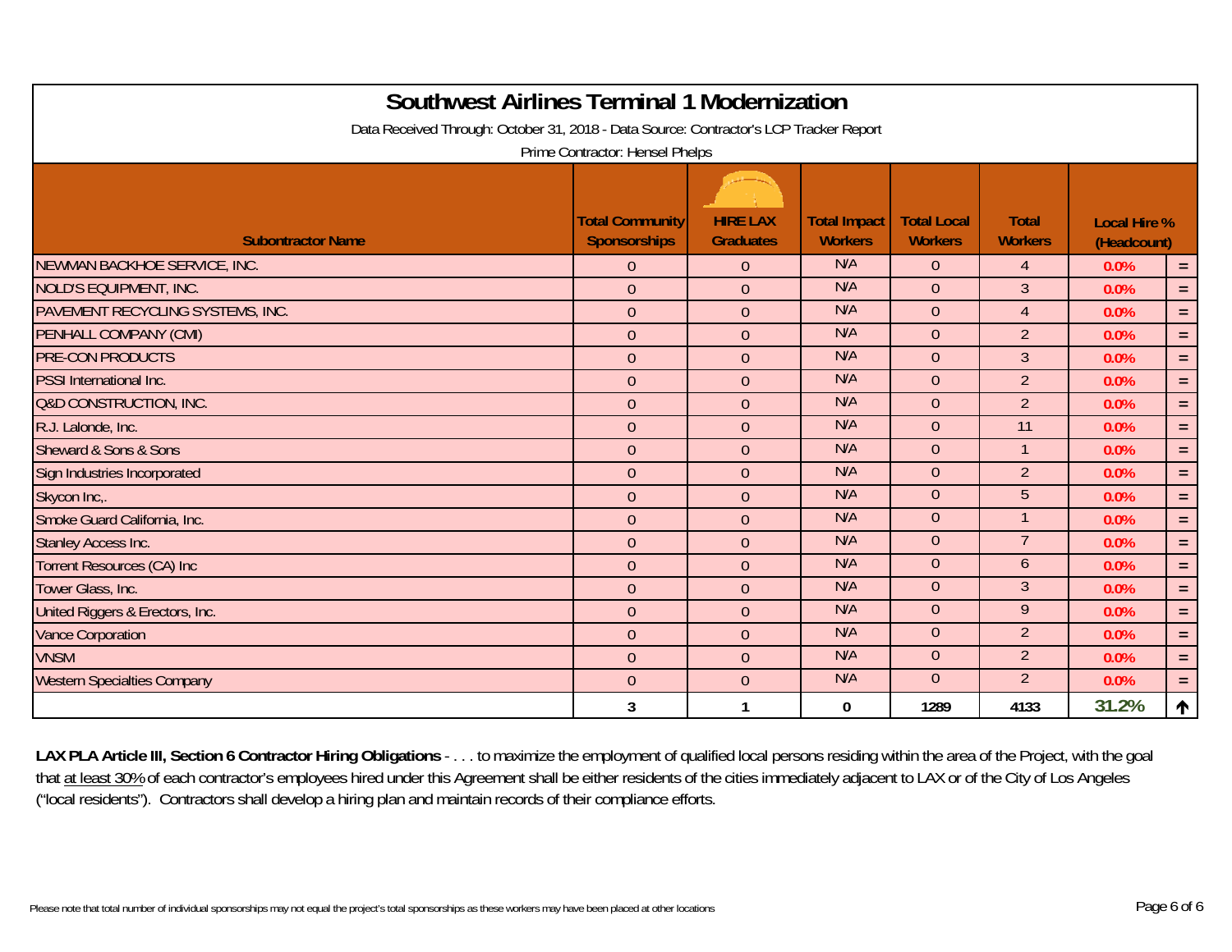# Southwest Airlines Terminal 1 Modernization

Data Received Through: October 31, 2018 - Data Source: Contractor's LCP Tracker Report

Prime Contractor: Hensel Phelps

| Subontractor Name | Total Community Sponsorships | HIRE LAX Graduates | Total Impact Workers | Total Local Workers | Total Workers | Local Hire % (Headcount) | |
|---|---|---|---|---|---|---|---|
| NEWMAN BACKHOE SERVICE, INC. | 0 | 0 | N/A | 0 | 4 | 0.0% | = |
| NOLD'S EQUIPMENT, INC. | 0 | 0 | N/A | 0 | 3 | 0.0% | = |
| PAVEMENT RECYCLING SYSTEMS, INC. | 0 | 0 | N/A | 0 | 4 | 0.0% | = |
| PENHALL COMPANY (CMI) | 0 | 0 | N/A | 0 | 2 | 0.0% | = |
| PRE-CON PRODUCTS | 0 | 0 | N/A | 0 | 3 | 0.0% | = |
| PSSI International Inc. | 0 | 0 | N/A | 0 | 2 | 0.0% | = |
| Q&D CONSTRUCTION, INC. | 0 | 0 | N/A | 0 | 2 | 0.0% | = |
| R.J. Lalonde, Inc. | 0 | 0 | N/A | 0 | 11 | 0.0% | = |
| Sheward & Sons & Sons | 0 | 0 | N/A | 0 | 1 | 0.0% | = |
| Sign Industries Incorporated | 0 | 0 | N/A | 0 | 2 | 0.0% | = |
| Skycon Inc,. | 0 | 0 | N/A | 0 | 5 | 0.0% | = |
| Smoke Guard California, Inc. | 0 | 0 | N/A | 0 | 1 | 0.0% | = |
| Stanley Access Inc. | 0 | 0 | N/A | 0 | 7 | 0.0% | = |
| Torrent Resources (CA) Inc | 0 | 0 | N/A | 0 | 6 | 0.0% | = |
| Tower Glass, Inc. | 0 | 0 | N/A | 0 | 3 | 0.0% | = |
| United Riggers & Erectors, Inc. | 0 | 0 | N/A | 0 | 9 | 0.0% | = |
| Vance Corporation | 0 | 0 | N/A | 0 | 2 | 0.0% | = |
| VNSM | 0 | 0 | N/A | 0 | 2 | 0.0% | = |
| Western Specialties Company | 0 | 0 | N/A | 0 | 2 | 0.0% | = |
| | **3** | **1** | **0** | **1289** | **4133** | **31.2%** | ↑ |

**LAX PLA Article III, Section 6 Contractor Hiring Obligations** - . . . to maximize the employment of qualified local persons residing within the area of the Project, with the goal that at least 30% of each contractor's employees hired under this Agreement shall be either residents of the cities immediately adjacent to LAX or of the City of Los Angeles ("local residents"). Contractors shall develop a hiring plan and maintain records of their compliance efforts.

Please note that total number of individual sponsorships may not equal the project's total sponsorships as these workers may have been placed at other locations